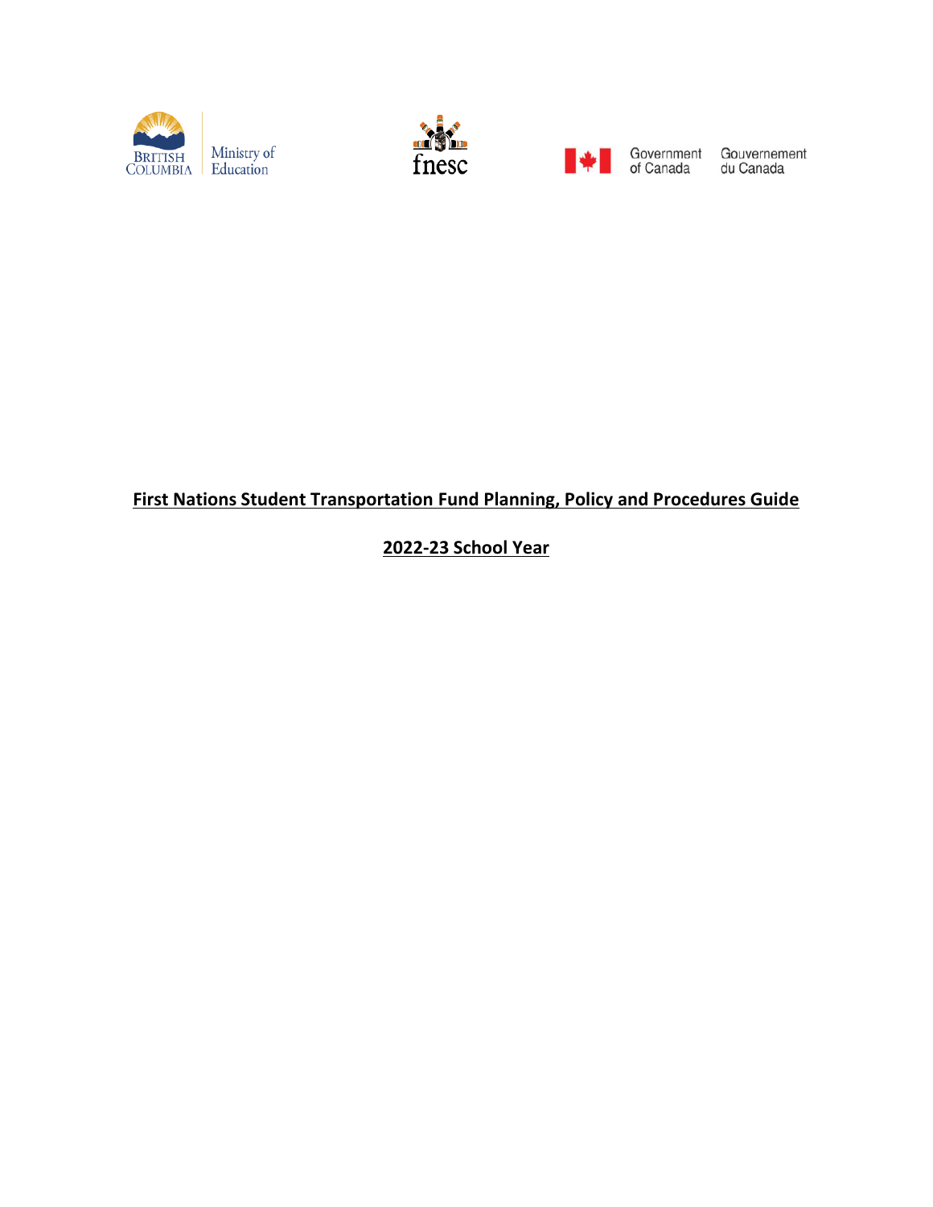British Columbia Ministry of Education

fnesc

Government of Canada / Gouvernement du Canada

# First Nations Student Transportation Fund Planning, Policy and Procedures Guide

## 2022-23 School Year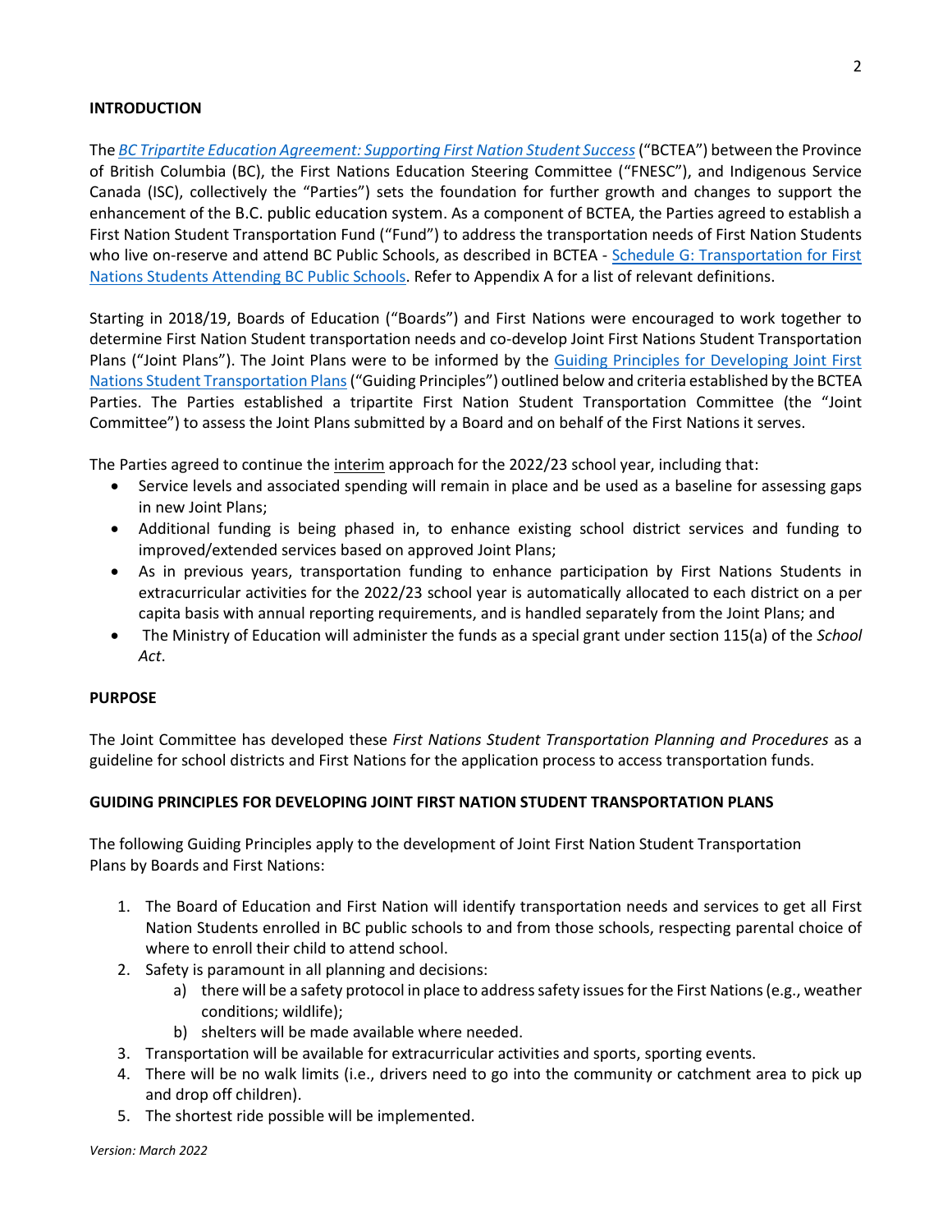## INTRODUCTION

The *BC Tripartite Education Agreement: Supporting First Nation Student Success* ("BCTEA") between the Province of British Columbia (BC), the First Nations Education Steering Committee ("FNESC"), and Indigenous Service Canada (ISC), collectively the "Parties") sets the foundation for further growth and changes to support the enhancement of the B.C. public education system. As a component of BCTEA, the Parties agreed to establish a First Nation Student Transportation Fund ("Fund") to address the transportation needs of First Nation Students who live on-reserve and attend BC Public Schools, as described in BCTEA - Schedule G: Transportation for First Nations Students Attending BC Public Schools. Refer to Appendix A for a list of relevant definitions.

Starting in 2018/19, Boards of Education ("Boards") and First Nations were encouraged to work together to determine First Nation Student transportation needs and co-develop Joint First Nations Student Transportation Plans ("Joint Plans"). The Joint Plans were to be informed by the Guiding Principles for Developing Joint First Nations Student Transportation Plans ("Guiding Principles") outlined below and criteria established by the BCTEA Parties. The Parties established a tripartite First Nation Student Transportation Committee (the "Joint Committee") to assess the Joint Plans submitted by a Board and on behalf of the First Nations it serves.

The Parties agreed to continue the interim approach for the 2022/23 school year, including that:

- Service levels and associated spending will remain in place and be used as a baseline for assessing gaps in new Joint Plans;
- Additional funding is being phased in, to enhance existing school district services and funding to improved/extended services based on approved Joint Plans;
- As in previous years, transportation funding to enhance participation by First Nations Students in extracurricular activities for the 2022/23 school year is automatically allocated to each district on a per capita basis with annual reporting requirements, and is handled separately from the Joint Plans; and
- The Ministry of Education will administer the funds as a special grant under section 115(a) of the *School Act*.

## PURPOSE

The Joint Committee has developed these *First Nations Student Transportation Planning and Procedures* as a guideline for school districts and First Nations for the application process to access transportation funds.

## GUIDING PRINCIPLES FOR DEVELOPING JOINT FIRST NATION STUDENT TRANSPORTATION PLANS

The following Guiding Principles apply to the development of Joint First Nation Student Transportation Plans by Boards and First Nations:

1. The Board of Education and First Nation will identify transportation needs and services to get all First Nation Students enrolled in BC public schools to and from those schools, respecting parental choice of where to enroll their child to attend school.
2. Safety is paramount in all planning and decisions:
   a) there will be a safety protocol in place to address safety issues for the First Nations (e.g., weather conditions; wildlife);
   b) shelters will be made available where needed.
3. Transportation will be available for extracurricular activities and sports, sporting events.
4. There will be no walk limits (i.e., drivers need to go into the community or catchment area to pick up and drop off children).
5. The shortest ride possible will be implemented.

*Version: March 2022*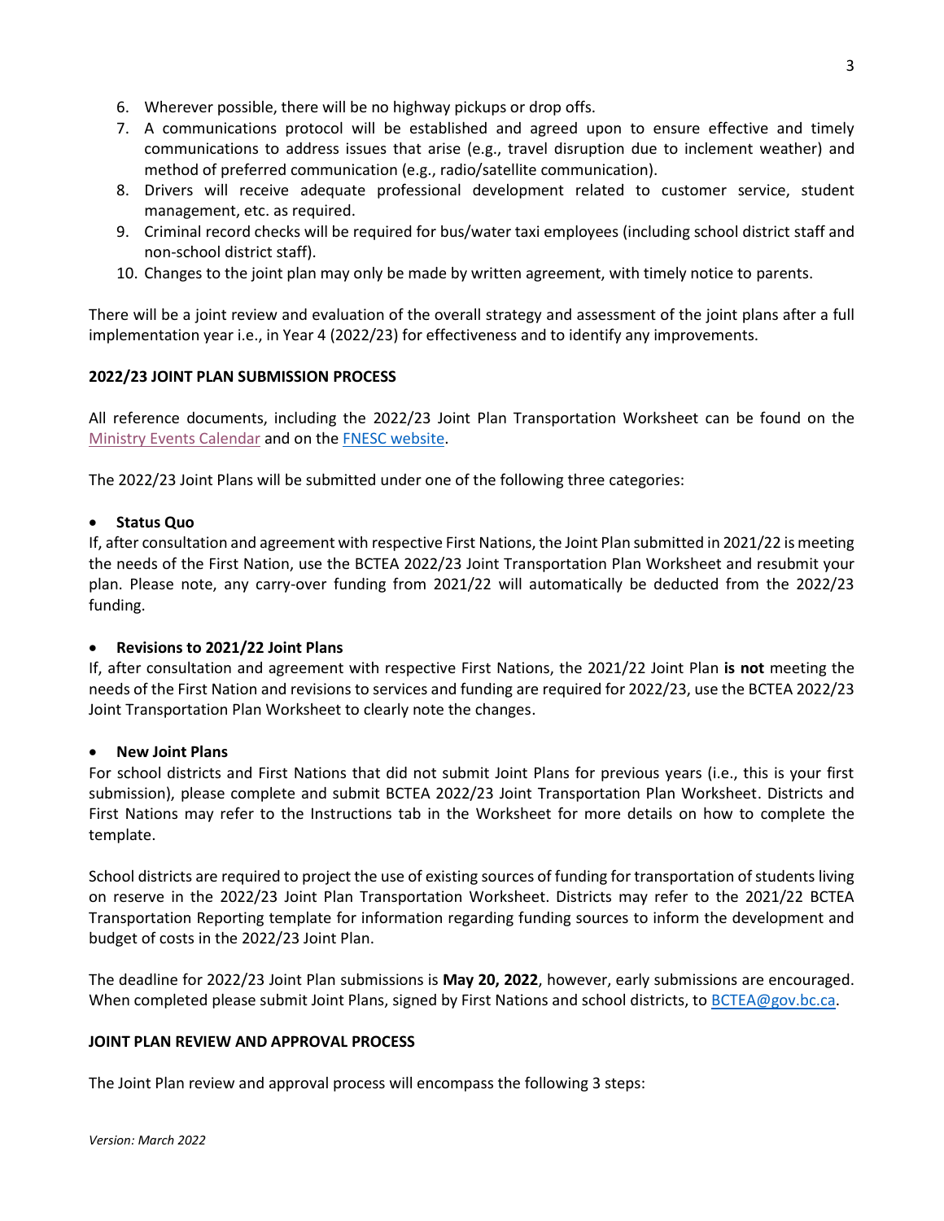6. Wherever possible, there will be no highway pickups or drop offs.
7. A communications protocol will be established and agreed upon to ensure effective and timely communications to address issues that arise (e.g., travel disruption due to inclement weather) and method of preferred communication (e.g., radio/satellite communication).
8. Drivers will receive adequate professional development related to customer service, student management, etc. as required.
9. Criminal record checks will be required for bus/water taxi employees (including school district staff and non-school district staff).
10. Changes to the joint plan may only be made by written agreement, with timely notice to parents.

There will be a joint review and evaluation of the overall strategy and assessment of the joint plans after a full implementation year i.e., in Year 4 (2022/23) for effectiveness and to identify any improvements.

**2022/23 JOINT PLAN SUBMISSION PROCESS**

All reference documents, including the 2022/23 Joint Plan Transportation Worksheet can be found on the Ministry Events Calendar and on the FNESC website.

The 2022/23 Joint Plans will be submitted under one of the following three categories:

- **Status Quo**

If, after consultation and agreement with respective First Nations, the Joint Plan submitted in 2021/22 is meeting the needs of the First Nation, use the BCTEA 2022/23 Joint Transportation Plan Worksheet and resubmit your plan. Please note, any carry-over funding from 2021/22 will automatically be deducted from the 2022/23 funding.

- **Revisions to 2021/22 Joint Plans**

If, after consultation and agreement with respective First Nations, the 2021/22 Joint Plan **is not** meeting the needs of the First Nation and revisions to services and funding are required for 2022/23, use the BCTEA 2022/23 Joint Transportation Plan Worksheet to clearly note the changes.

- **New Joint Plans**

For school districts and First Nations that did not submit Joint Plans for previous years (i.e., this is your first submission), please complete and submit BCTEA 2022/23 Joint Transportation Plan Worksheet. Districts and First Nations may refer to the Instructions tab in the Worksheet for more details on how to complete the template.

School districts are required to project the use of existing sources of funding for transportation of students living on reserve in the 2022/23 Joint Plan Transportation Worksheet. Districts may refer to the 2021/22 BCTEA Transportation Reporting template for information regarding funding sources to inform the development and budget of costs in the 2022/23 Joint Plan.

The deadline for 2022/23 Joint Plan submissions is **May 20, 2022**, however, early submissions are encouraged. When completed please submit Joint Plans, signed by First Nations and school districts, to BCTEA@gov.bc.ca.

**JOINT PLAN REVIEW AND APPROVAL PROCESS**

The Joint Plan review and approval process will encompass the following 3 steps:

*Version: March 2022*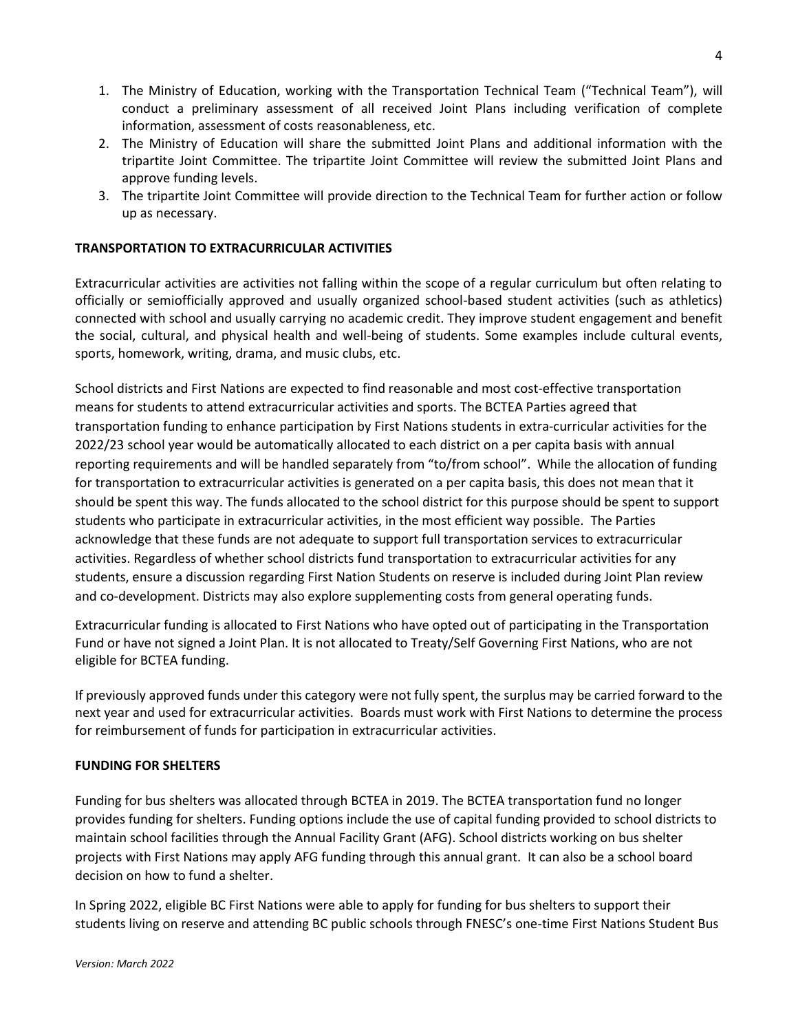1. The Ministry of Education, working with the Transportation Technical Team ("Technical Team"), will conduct a preliminary assessment of all received Joint Plans including verification of complete information, assessment of costs reasonableness, etc.
2. The Ministry of Education will share the submitted Joint Plans and additional information with the tripartite Joint Committee. The tripartite Joint Committee will review the submitted Joint Plans and approve funding levels.
3. The tripartite Joint Committee will provide direction to the Technical Team for further action or follow up as necessary.

**TRANSPORTATION TO EXTRACURRICULAR ACTIVITIES**

Extracurricular activities are activities not falling within the scope of a regular curriculum but often relating to officially or semiofficially approved and usually organized school-based student activities (such as athletics) connected with school and usually carrying no academic credit. They improve student engagement and benefit the social, cultural, and physical health and well-being of students. Some examples include cultural events, sports, homework, writing, drama, and music clubs, etc.

School districts and First Nations are expected to find reasonable and most cost-effective transportation means for students to attend extracurricular activities and sports. The BCTEA Parties agreed that transportation funding to enhance participation by First Nations students in extra-curricular activities for the 2022/23 school year would be automatically allocated to each district on a per capita basis with annual reporting requirements and will be handled separately from "to/from school". While the allocation of funding for transportation to extracurricular activities is generated on a per capita basis, this does not mean that it should be spent this way. The funds allocated to the school district for this purpose should be spent to support students who participate in extracurricular activities, in the most efficient way possible. The Parties acknowledge that these funds are not adequate to support full transportation services to extracurricular activities. Regardless of whether school districts fund transportation to extracurricular activities for any students, ensure a discussion regarding First Nation Students on reserve is included during Joint Plan review and co-development. Districts may also explore supplementing costs from general operating funds.

Extracurricular funding is allocated to First Nations who have opted out of participating in the Transportation Fund or have not signed a Joint Plan. It is not allocated to Treaty/Self Governing First Nations, who are not eligible for BCTEA funding.

If previously approved funds under this category were not fully spent, the surplus may be carried forward to the next year and used for extracurricular activities. Boards must work with First Nations to determine the process for reimbursement of funds for participation in extracurricular activities.

**FUNDING FOR SHELTERS**

Funding for bus shelters was allocated through BCTEA in 2019. The BCTEA transportation fund no longer provides funding for shelters. Funding options include the use of capital funding provided to school districts to maintain school facilities through the Annual Facility Grant (AFG). School districts working on bus shelter projects with First Nations may apply AFG funding through this annual grant. It can also be a school board decision on how to fund a shelter.

In Spring 2022, eligible BC First Nations were able to apply for funding for bus shelters to support their students living on reserve and attending BC public schools through FNESC's one-time First Nations Student Bus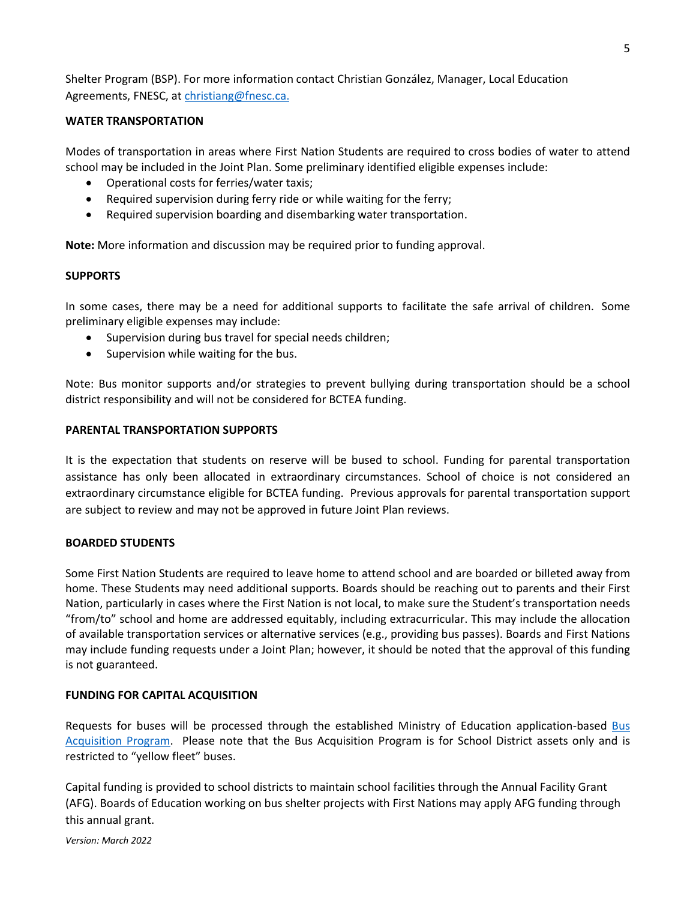Shelter Program (BSP). For more information contact Christian González, Manager, Local Education Agreements, FNESC, at [christiang@fnesc.ca.](mailto:christiang@fnesc.ca)

**WATER TRANSPORTATION**

Modes of transportation in areas where First Nation Students are required to cross bodies of water to attend school may be included in the Joint Plan. Some preliminary identified eligible expenses include:

- Operational costs for ferries/water taxis;
- Required supervision during ferry ride or while waiting for the ferry;
- Required supervision boarding and disembarking water transportation.

**Note:** More information and discussion may be required prior to funding approval.

**SUPPORTS**

In some cases, there may be a need for additional supports to facilitate the safe arrival of children. Some preliminary eligible expenses may include:

- Supervision during bus travel for special needs children;
- Supervision while waiting for the bus.

Note: Bus monitor supports and/or strategies to prevent bullying during transportation should be a school district responsibility and will not be considered for BCTEA funding.

**PARENTAL TRANSPORTATION SUPPORTS**

It is the expectation that students on reserve will be bused to school. Funding for parental transportation assistance has only been allocated in extraordinary circumstances. School of choice is not considered an extraordinary circumstance eligible for BCTEA funding. Previous approvals for parental transportation support are subject to review and may not be approved in future Joint Plan reviews.

**BOARDED STUDENTS**

Some First Nation Students are required to leave home to attend school and are boarded or billeted away from home. These Students may need additional supports. Boards should be reaching out to parents and their First Nation, particularly in cases where the First Nation is not local, to make sure the Student's transportation needs "from/to" school and home are addressed equitably, including extracurricular. This may include the allocation of available transportation services or alternative services (e.g., providing bus passes). Boards and First Nations may include funding requests under a Joint Plan; however, it should be noted that the approval of this funding is not guaranteed.

**FUNDING FOR CAPITAL ACQUISITION**

Requests for buses will be processed through the established Ministry of Education application-based Bus Acquisition Program. Please note that the Bus Acquisition Program is for School District assets only and is restricted to "yellow fleet" buses.

Capital funding is provided to school districts to maintain school facilities through the Annual Facility Grant (AFG). Boards of Education working on bus shelter projects with First Nations may apply AFG funding through this annual grant.

*Version: March 2022*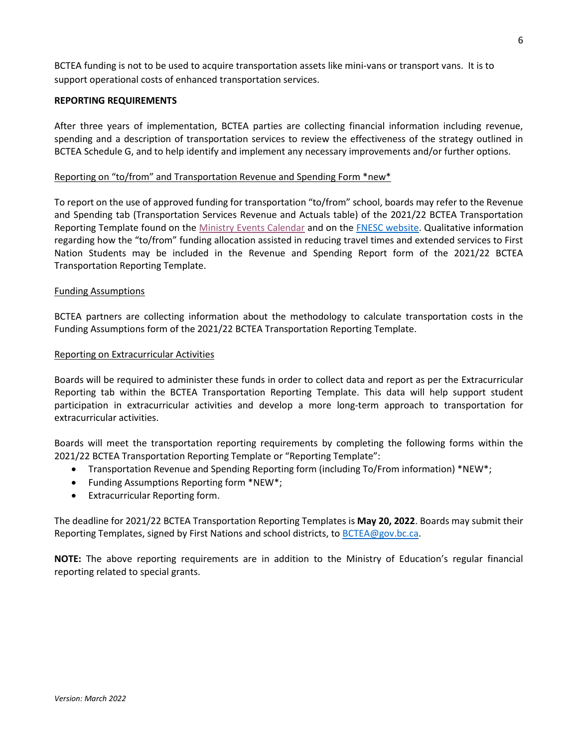BCTEA funding is not to be used to acquire transportation assets like mini-vans or transport vans. It is to support operational costs of enhanced transportation services.

**REPORTING REQUIREMENTS**

After three years of implementation, BCTEA parties are collecting financial information including revenue, spending and a description of transportation services to review the effectiveness of the strategy outlined in BCTEA Schedule G, and to help identify and implement any necessary improvements and/or further options.

Reporting on "to/from" and Transportation Revenue and Spending Form *new*

To report on the use of approved funding for transportation "to/from" school, boards may refer to the Revenue and Spending tab (Transportation Services Revenue and Actuals table) of the 2021/22 BCTEA Transportation Reporting Template found on the Ministry Events Calendar and on the FNESC website. Qualitative information regarding how the "to/from" funding allocation assisted in reducing travel times and extended services to First Nation Students may be included in the Revenue and Spending Report form of the 2021/22 BCTEA Transportation Reporting Template.

Funding Assumptions

BCTEA partners are collecting information about the methodology to calculate transportation costs in the Funding Assumptions form of the 2021/22 BCTEA Transportation Reporting Template.

Reporting on Extracurricular Activities

Boards will be required to administer these funds in order to collect data and report as per the Extracurricular Reporting tab within the BCTEA Transportation Reporting Template. This data will help support student participation in extracurricular activities and develop a more long-term approach to transportation for extracurricular activities.

Boards will meet the transportation reporting requirements by completing the following forms within the 2021/22 BCTEA Transportation Reporting Template or "Reporting Template":

- Transportation Revenue and Spending Reporting form (including To/From information) *NEW*;
- Funding Assumptions Reporting form *NEW*;
- Extracurricular Reporting form.

The deadline for 2021/22 BCTEA Transportation Reporting Templates is **May 20, 2022**. Boards may submit their Reporting Templates, signed by First Nations and school districts, to BCTEA@gov.bc.ca.

**NOTE:** The above reporting requirements are in addition to the Ministry of Education's regular financial reporting related to special grants.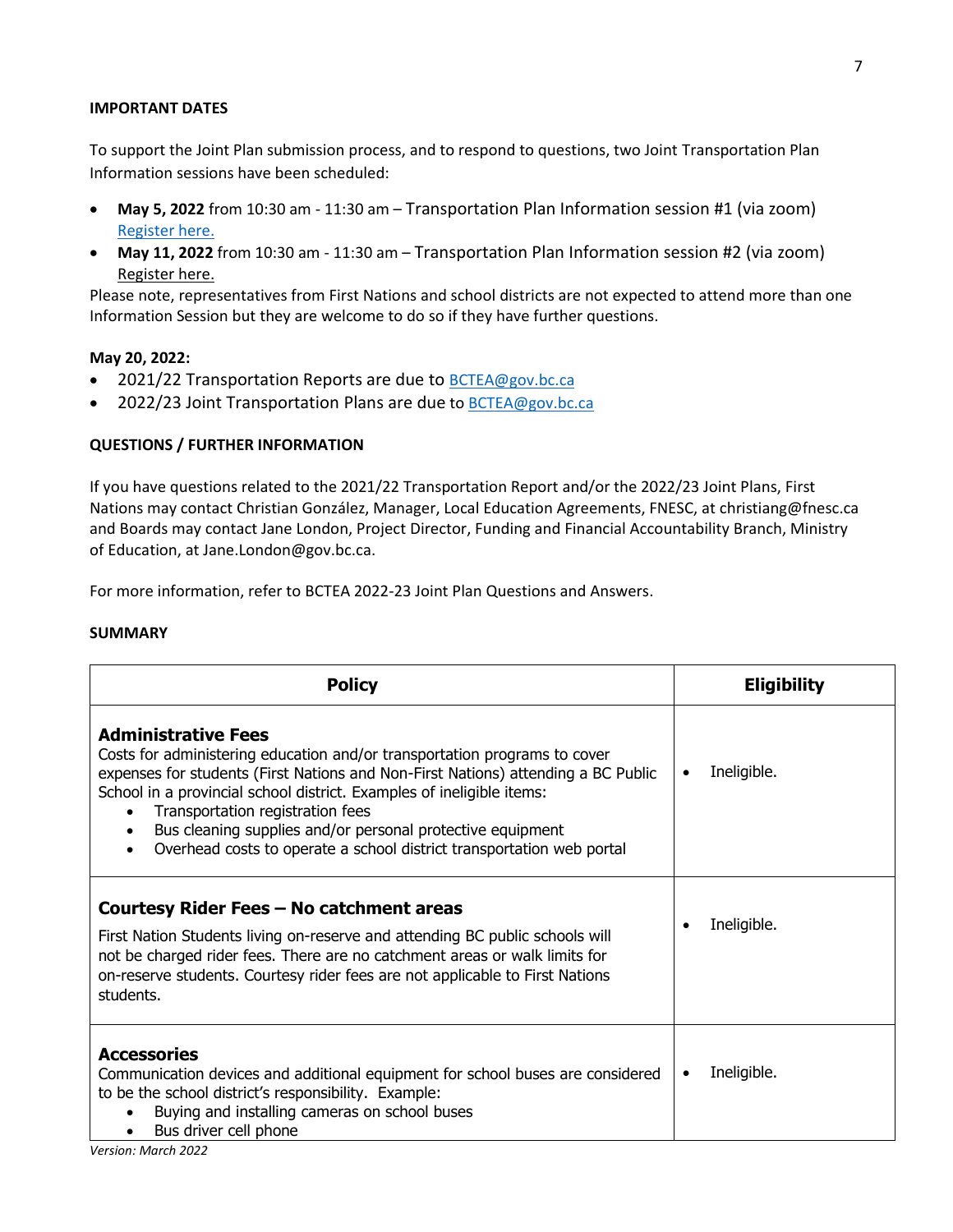**IMPORTANT DATES**

To support the Joint Plan submission process, and to respond to questions, two Joint Transportation Plan Information sessions have been scheduled:

- **May 5, 2022** from 10:30 am - 11:30 am – Transportation Plan Information session #1 (via zoom) Register here.
- **May 11, 2022** from 10:30 am - 11:30 am – Transportation Plan Information session #2 (via zoom) Register here.

Please note, representatives from First Nations and school districts are not expected to attend more than one Information Session but they are welcome to do so if they have further questions.

**May 20, 2022:**

- 2021/22 Transportation Reports are due to BCTEA@gov.bc.ca
- 2022/23 Joint Transportation Plans are due to BCTEA@gov.bc.ca

**QUESTIONS / FURTHER INFORMATION**

If you have questions related to the 2021/22 Transportation Report and/or the 2022/23 Joint Plans, First Nations may contact Christian González, Manager, Local Education Agreements, FNESC, at christiang@fnesc.ca and Boards may contact Jane London, Project Director, Funding and Financial Accountability Branch, Ministry of Education, at Jane.London@gov.bc.ca.

For more information, refer to BCTEA 2022-23 Joint Plan Questions and Answers.

**SUMMARY**

| Policy | Eligibility |
|---|---|
| **Administrative Fees**<br>Costs for administering education and/or transportation programs to cover expenses for students (First Nations and Non-First Nations) attending a BC Public School in a provincial school district. Examples of ineligible items:<br>• Transportation registration fees<br>• Bus cleaning supplies and/or personal protective equipment<br>• Overhead costs to operate a school district transportation web portal | • Ineligible. |
| **Courtesy Rider Fees – No catchment areas**<br>First Nation Students living on-reserve and attending BC public schools will not be charged rider fees. There are no catchment areas or walk limits for on-reserve students. Courtesy rider fees are not applicable to First Nations students. | • Ineligible. |
| **Accessories**<br>Communication devices and additional equipment for school buses are considered to be the school district's responsibility. Example:<br>• Buying and installing cameras on school buses<br>• Bus driver cell phone | • Ineligible. |

*Version: March 2022*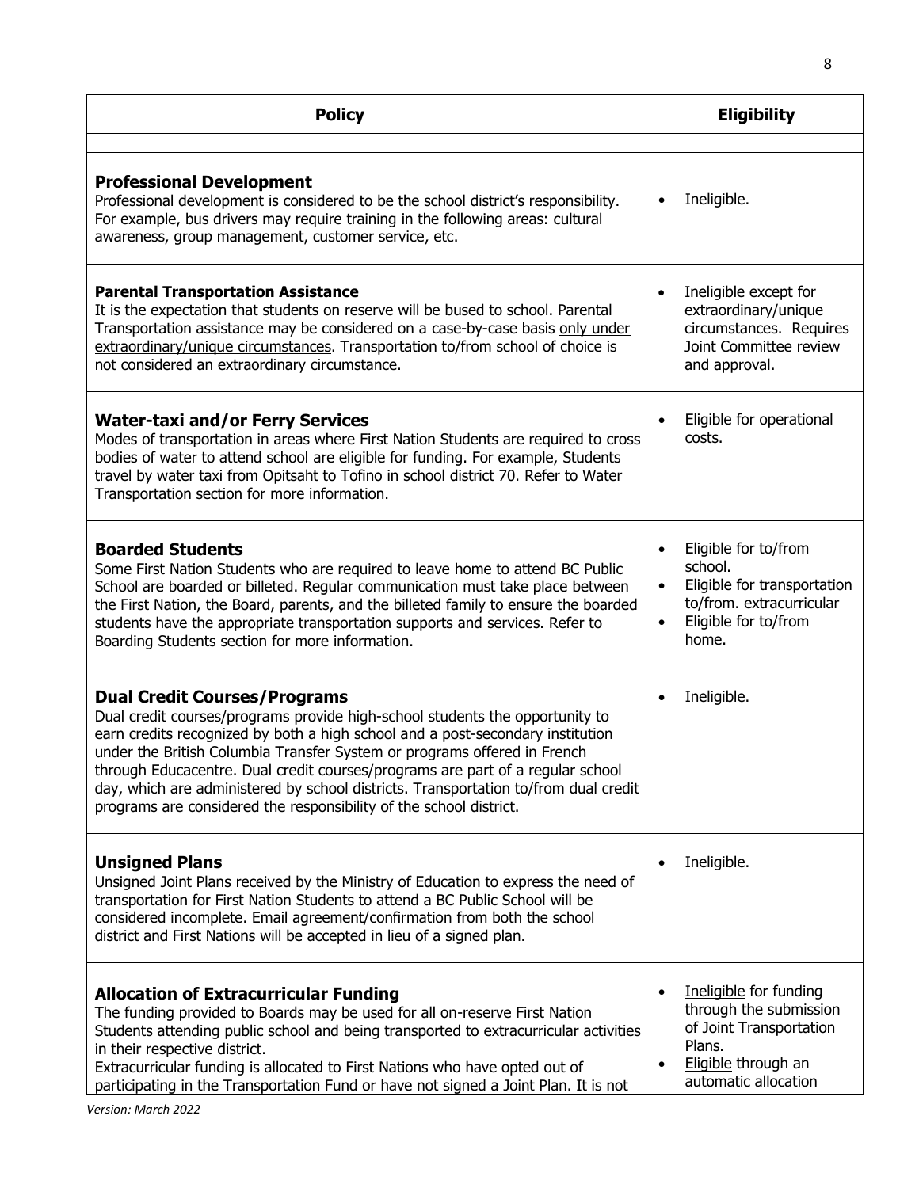| Policy | Eligibility |
|---|---|
| | |
| **Professional Development**<br>Professional development is considered to be the school district's responsibility. For example, bus drivers may require training in the following areas: cultural awareness, group management, customer service, etc. | • Ineligible. |
| **Parental Transportation Assistance**<br>It is the expectation that students on reserve will be bused to school. Parental Transportation assistance may be considered on a case-by-case basis only under extraordinary/unique circumstances. Transportation to/from school of choice is not considered an extraordinary circumstance. | • Ineligible except for extraordinary/unique circumstances. Requires Joint Committee review and approval. |
| **Water-taxi and/or Ferry Services**<br>Modes of transportation in areas where First Nation Students are required to cross bodies of water to attend school are eligible for funding. For example, Students travel by water taxi from Opitsaht to Tofino in school district 70. Refer to Water Transportation section for more information. | • Eligible for operational costs. |
| **Boarded Students**<br>Some First Nation Students who are required to leave home to attend BC Public School are boarded or billeted. Regular communication must take place between the First Nation, the Board, parents, and the billeted family to ensure the boarded students have the appropriate transportation supports and services. Refer to Boarding Students section for more information. | • Eligible for to/from school.<br>• Eligible for transportation to/from. extracurricular<br>• Eligible for to/from home. |
| **Dual Credit Courses/Programs**<br>Dual credit courses/programs provide high-school students the opportunity to earn credits recognized by both a high school and a post-secondary institution under the British Columbia Transfer System or programs offered in French through Educacentre. Dual credit courses/programs are part of a regular school day, which are administered by school districts. Transportation to/from dual credit programs are considered the responsibility of the school district. | • Ineligible. |
| **Unsigned Plans**<br>Unsigned Joint Plans received by the Ministry of Education to express the need of transportation for First Nation Students to attend a BC Public School will be considered incomplete. Email agreement/confirmation from both the school district and First Nations will be accepted in lieu of a signed plan. | • Ineligible. |
| **Allocation of Extracurricular Funding**<br>The funding provided to Boards may be used for all on-reserve First Nation Students attending public school and being transported to extracurricular activities in their respective district.<br>Extracurricular funding is allocated to First Nations who have opted out of participating in the Transportation Fund or have not signed a Joint Plan. It is not | • Ineligible for funding through the submission of Joint Transportation Plans.<br>• Eligible through an automatic allocation |

*Version: March 2022*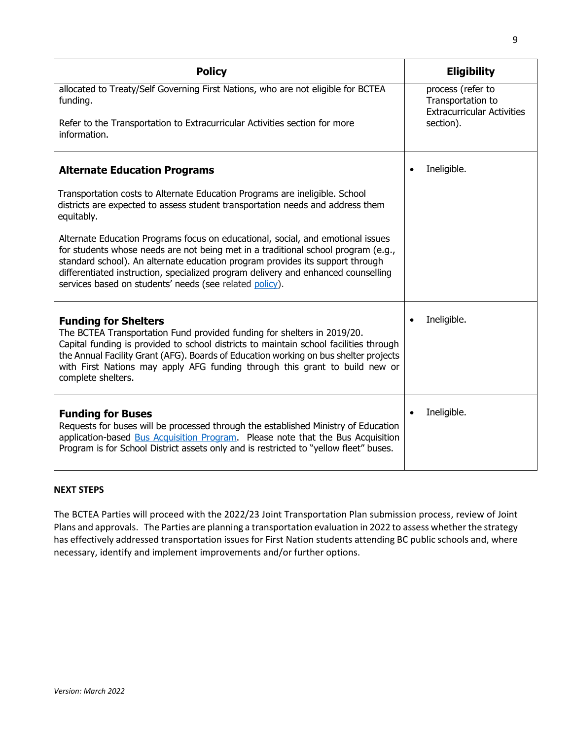| Policy | Eligibility |
|---|---|
| allocated to Treaty/Self Governing First Nations, who are not eligible for BCTEA funding.<br><br>Refer to the Transportation to Extracurricular Activities section for more information. | process (refer to Transportation to Extracurricular Activities section). |
| **Alternate Education Programs**<br><br>Transportation costs to Alternate Education Programs are ineligible. School districts are expected to assess student transportation needs and address them equitably.<br><br>Alternate Education Programs focus on educational, social, and emotional issues for students whose needs are not being met in a traditional school program (e.g., standard school). An alternate education program provides its support through differentiated instruction, specialized program delivery and enhanced counselling services based on students' needs (see related policy). | • Ineligible. |
| **Funding for Shelters**<br>The BCTEA Transportation Fund provided funding for shelters in 2019/20. Capital funding is provided to school districts to maintain school facilities through the Annual Facility Grant (AFG). Boards of Education working on bus shelter projects with First Nations may apply AFG funding through this grant to build new or complete shelters. | • Ineligible. |
| **Funding for Buses**<br>Requests for buses will be processed through the established Ministry of Education application-based Bus Acquisition Program. Please note that the Bus Acquisition Program is for School District assets only and is restricted to "yellow fleet" buses. | • Ineligible. |

**NEXT STEPS**

The BCTEA Parties will proceed with the 2022/23 Joint Transportation Plan submission process, review of Joint Plans and approvals. The Parties are planning a transportation evaluation in 2022 to assess whether the strategy has effectively addressed transportation issues for First Nation students attending BC public schools and, where necessary, identify and implement improvements and/or further options.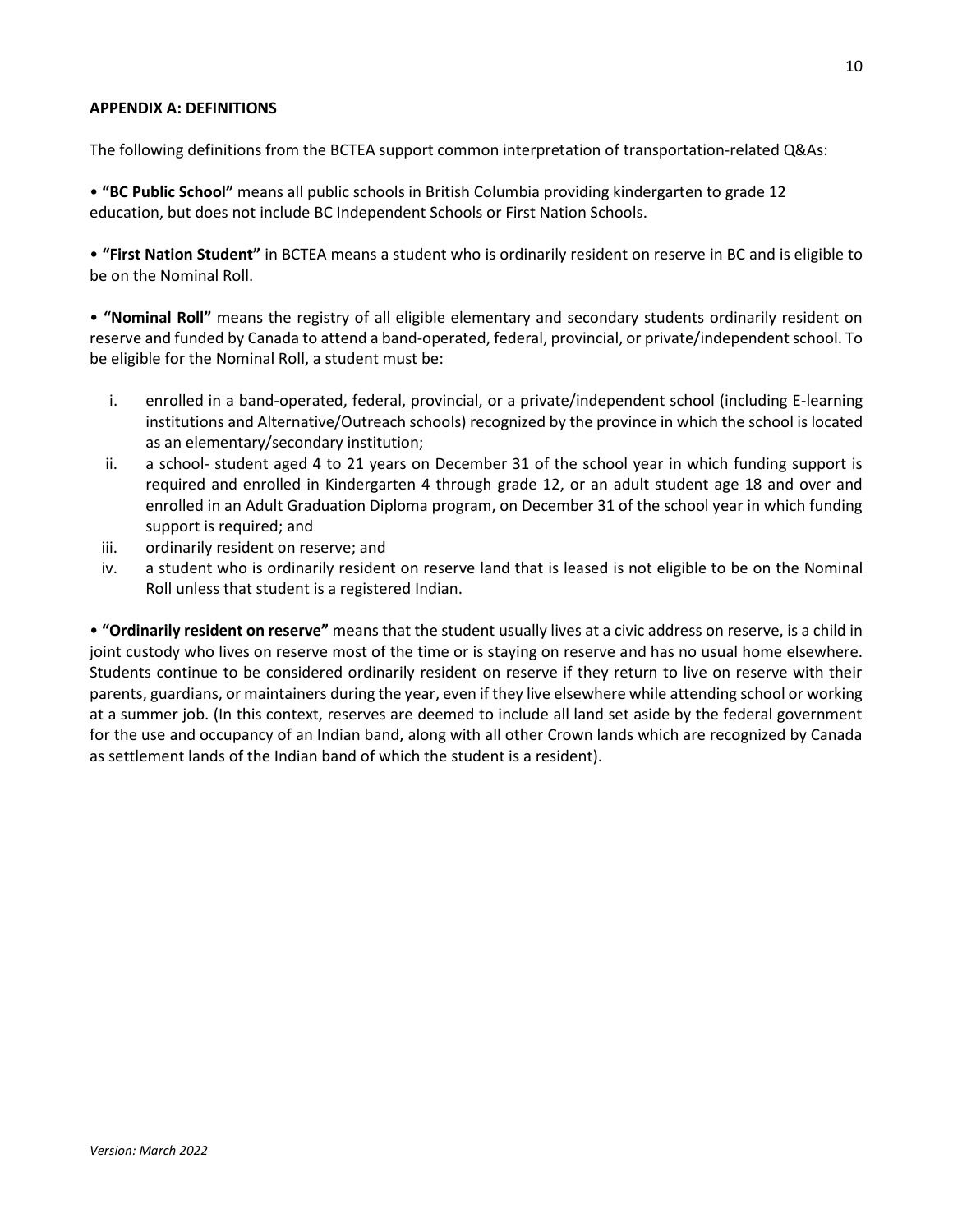**APPENDIX A: DEFINITIONS**

The following definitions from the BCTEA support common interpretation of transportation-related Q&As:

• **"BC Public School"** means all public schools in British Columbia providing kindergarten to grade 12 education, but does not include BC Independent Schools or First Nation Schools.

• **"First Nation Student"** in BCTEA means a student who is ordinarily resident on reserve in BC and is eligible to be on the Nominal Roll.

• **"Nominal Roll"** means the registry of all eligible elementary and secondary students ordinarily resident on reserve and funded by Canada to attend a band-operated, federal, provincial, or private/independent school. To be eligible for the Nominal Roll, a student must be:

i. enrolled in a band-operated, federal, provincial, or a private/independent school (including E-learning institutions and Alternative/Outreach schools) recognized by the province in which the school is located as an elementary/secondary institution;

ii. a school- student aged 4 to 21 years on December 31 of the school year in which funding support is required and enrolled in Kindergarten 4 through grade 12, or an adult student age 18 and over and enrolled in an Adult Graduation Diploma program, on December 31 of the school year in which funding support is required; and

iii. ordinarily resident on reserve; and

iv. a student who is ordinarily resident on reserve land that is leased is not eligible to be on the Nominal Roll unless that student is a registered Indian.

• **"Ordinarily resident on reserve"** means that the student usually lives at a civic address on reserve, is a child in joint custody who lives on reserve most of the time or is staying on reserve and has no usual home elsewhere. Students continue to be considered ordinarily resident on reserve if they return to live on reserve with their parents, guardians, or maintainers during the year, even if they live elsewhere while attending school or working at a summer job. (In this context, reserves are deemed to include all land set aside by the federal government for the use and occupancy of an Indian band, along with all other Crown lands which are recognized by Canada as settlement lands of the Indian band of which the student is a resident).

*Version: March 2022*